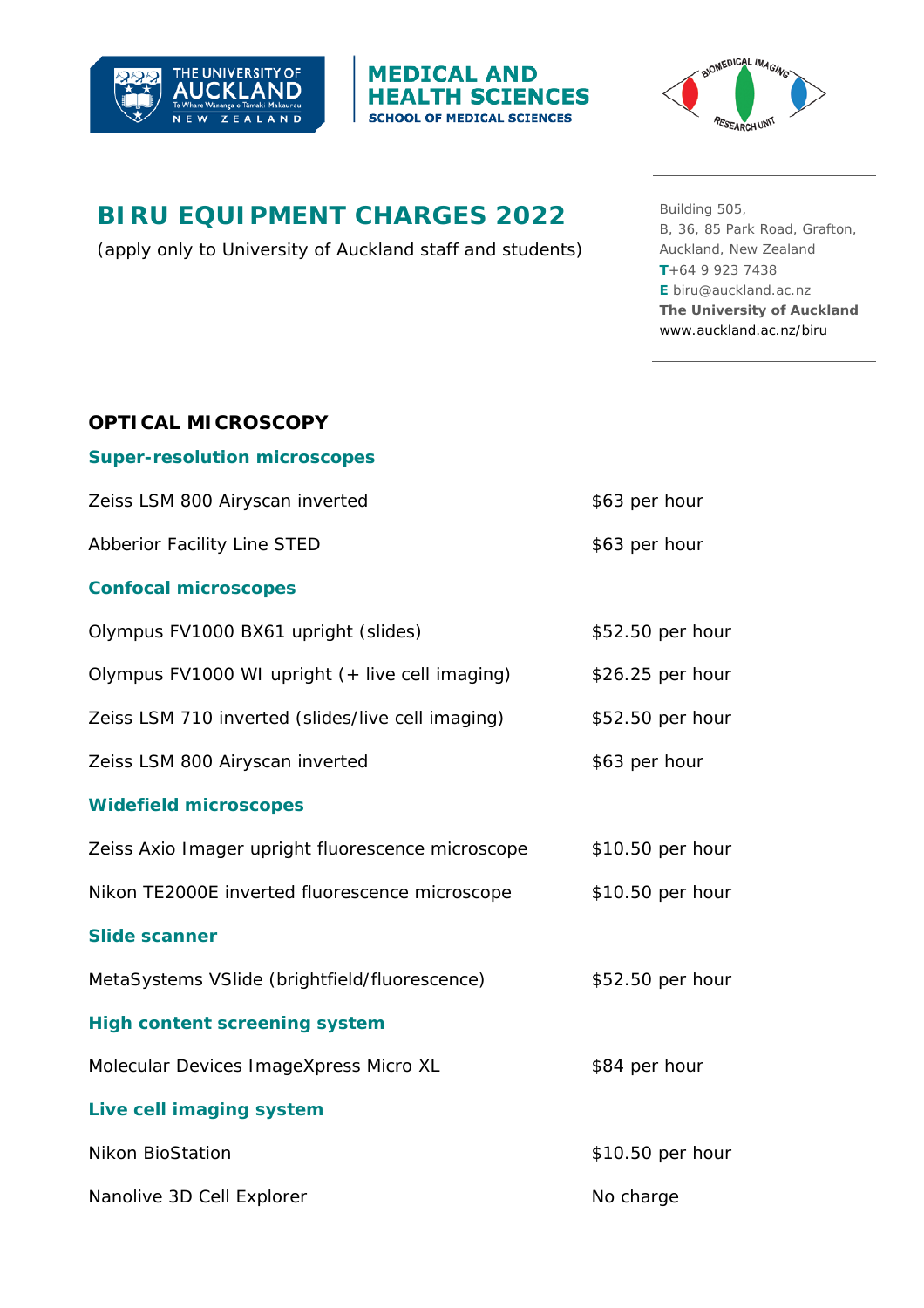# BIRU EQUIPMENT CHARGES 2022

(apply only to University of Auckland staff and students)

Building 505,
B, 36, 85 Park Road, Grafton,
Auckland, New Zealand
**T**+64 9 923 7438
**E** biru@auckland.ac.nz
**The University of Auckland**
www.auckland.ac.nz/biru

## OPTICAL MICROSCOPY

### Super-resolution microscopes

| | |
|---|---|
| Zeiss LSM 800 Airyscan inverted | $63 per hour |
| Abberior Facility Line STED | $63 per hour |

### Confocal microscopes

| | |
|---|---|
| Olympus FV1000 BX61 upright (slides) | $52.50 per hour |
| Olympus FV1000 WI upright (+ live cell imaging) | $26.25 per hour |
| Zeiss LSM 710 inverted (slides/live cell imaging) | $52.50 per hour |
| Zeiss LSM 800 Airyscan inverted | $63 per hour |

### Widefield microscopes

| | |
|---|---|
| Zeiss Axio Imager upright fluorescence microscope | $10.50 per hour |
| Nikon TE2000E inverted fluorescence microscope | $10.50 per hour |

### Slide scanner

| | |
|---|---|
| MetaSystems VSlide (brightfield/fluorescence) | $52.50 per hour |

### High content screening system

| | |
|---|---|
| Molecular Devices ImageXpress Micro XL | $84 per hour |

### Live cell imaging system

| | |
|---|---|
| Nikon BioStation | $10.50 per hour |
| Nanolive 3D Cell Explorer | No charge |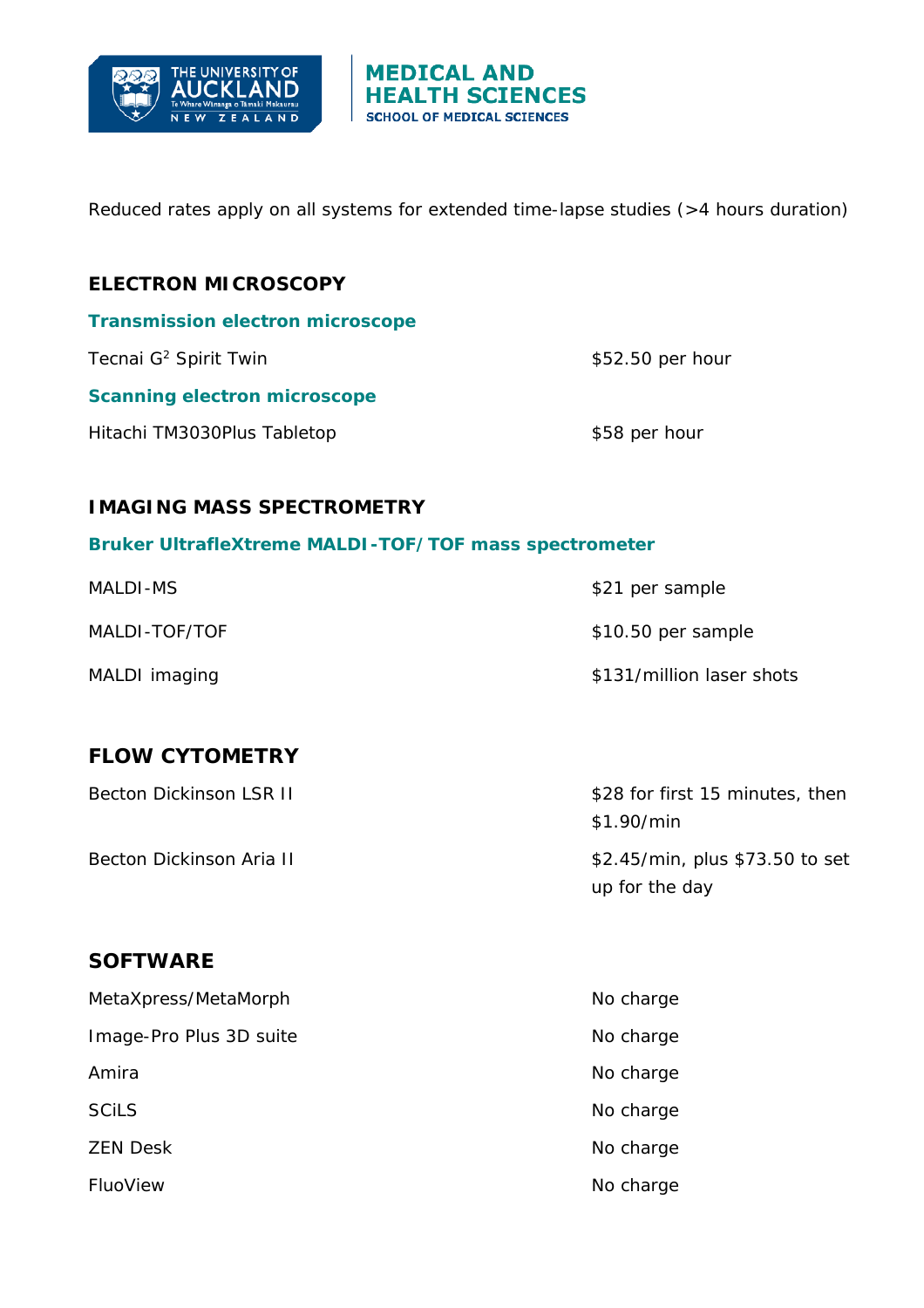Reduced rates apply on all systems for extended time-lapse studies (>4 hours duration)

## ELECTRON MICROSCOPY

### Transmission electron microscope

| | |
|---|---|
| Tecnai G$^2$ Spirit Twin | $52.50 per hour |

### Scanning electron microscope

| | |
|---|---|
| Hitachi TM3030Plus Tabletop | $58 per hour |

## IMAGING MASS SPECTROMETRY

### Bruker UltraflеXtreme MALDI-TOF/TOF mass spectrometer

| | |
|---|---|
| MALDI-MS | $21 per sample |
| MALDI-TOF/TOF | $10.50 per sample |
| MALDI imaging | $131/million laser shots |

## FLOW CYTOMETRY

| | |
|---|---|
| Becton Dickinson LSR II | $28 for first 15 minutes, then $1.90/min |
| Becton Dickinson Aria II | $2.45/min, plus $73.50 to set up for the day |

## SOFTWARE

| | |
|---|---|
| MetaXpress/MetaMorph | No charge |
| Image-Pro Plus 3D suite | No charge |
| Amira | No charge |
| SCiLS | No charge |
| ZEN Desk | No charge |
| FluoView | No charge |